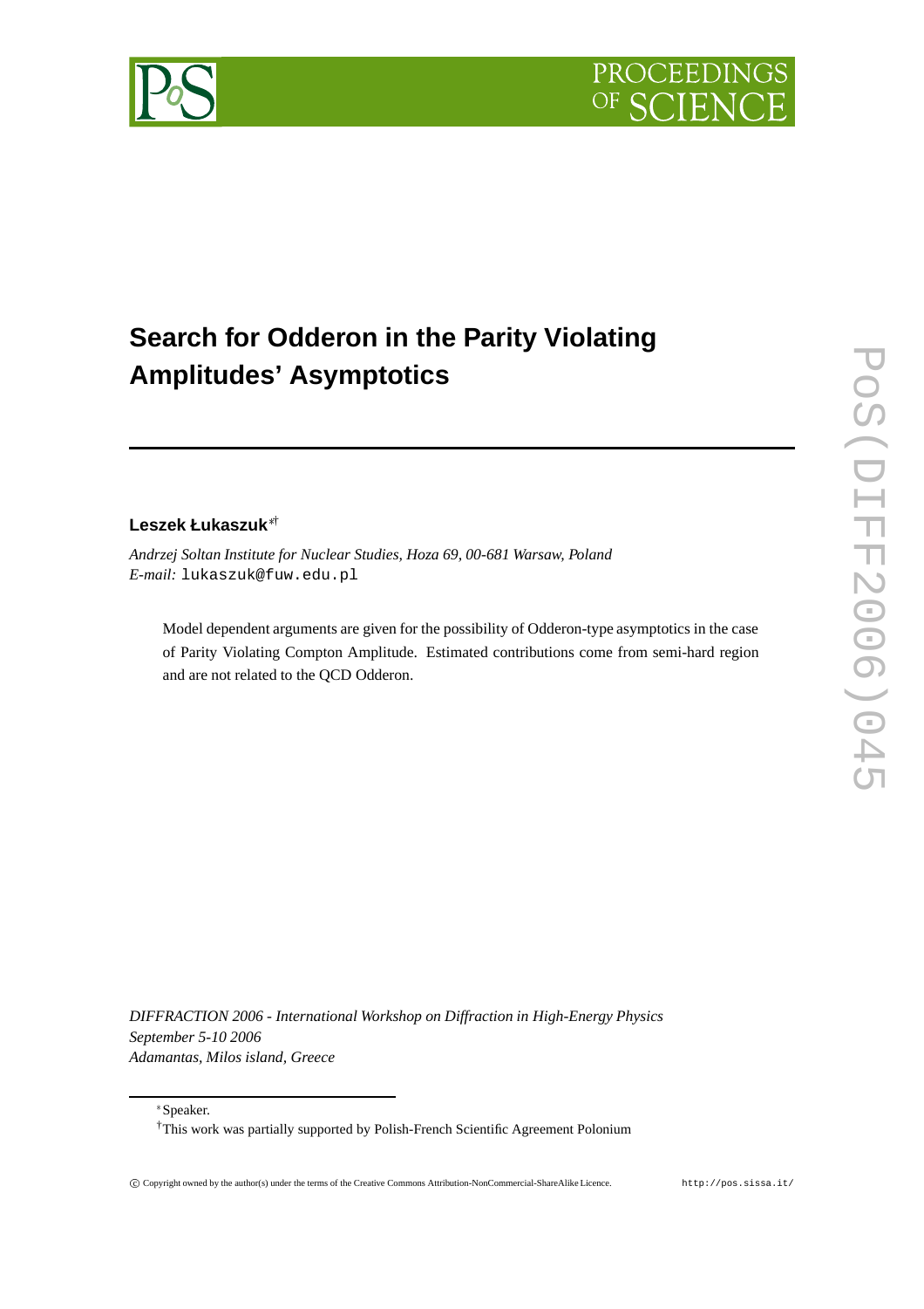# Search for Odderon in the Parity Violating Amplitudes' Asymptotics

**Leszek Łukaszuk**[*†]

*Andrzej Soltan Institute for Nuclear Studies, Hoza 69, 00-681 Warsaw, Poland*
*E-mail:* lukaszuk@fuw.edu.pl

Model dependent arguments are given for the possibility of Odderon-type asymptotics in the case of Parity Violating Compton Amplitude. Estimated contributions come from semi-hard region and are not related to the QCD Odderon.

*DIFFRACTION 2006 - International Workshop on Diffraction in High-Energy Physics*
*September 5-10 2006*
*Adamantas, Milos island, Greece*

[*] Speaker.

[†] This work was partially supported by Polish-French Scientific Agreement Polonium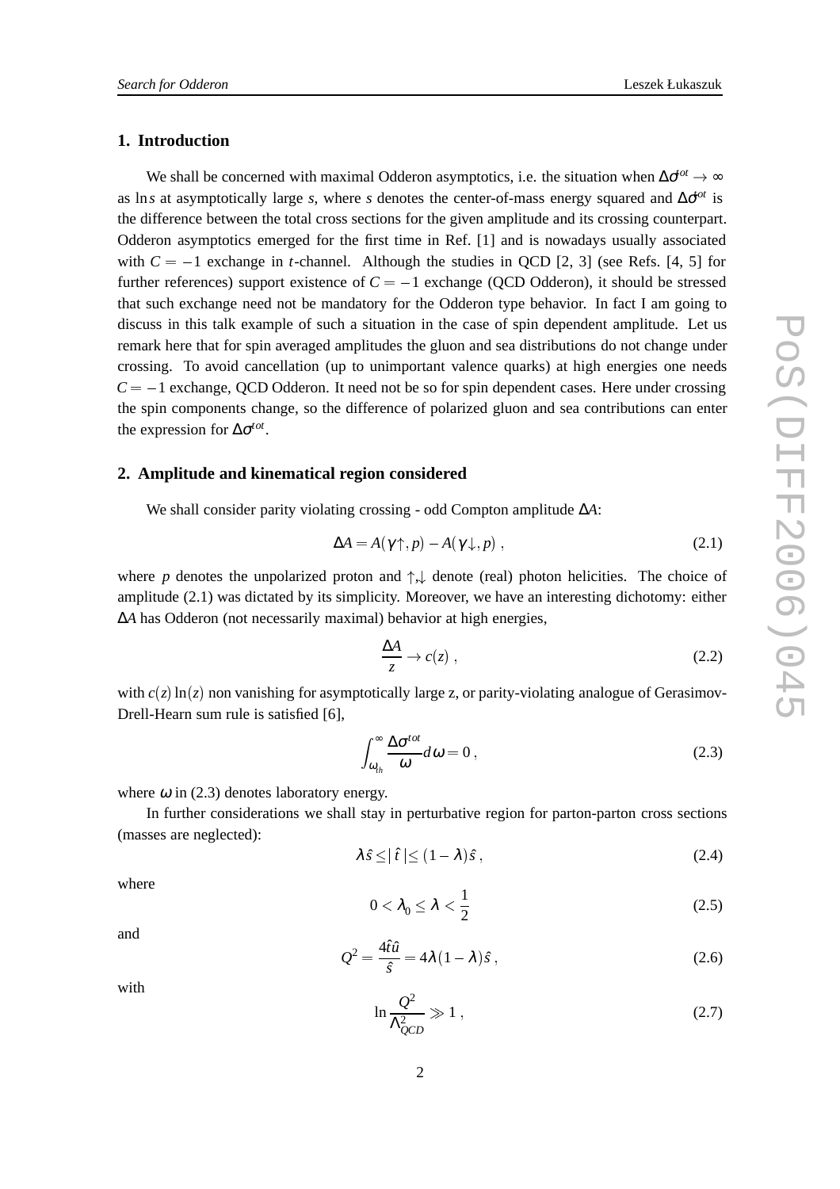## 1. Introduction

We shall be concerned with maximal Odderon asymptotics, i.e. the situation when $\Delta\sigma^{tot} \to \infty$ as $\ln s$ at asymptotically large $s$, where $s$ denotes the center-of-mass energy squared and $\Delta\sigma^{tot}$ is the difference between the total cross sections for the given amplitude and its crossing counterpart. Odderon asymptotics emerged for the first time in Ref. [1] and is nowadays usually associated with $C = -1$ exchange in $t$-channel. Although the studies in QCD [2, 3] (see Refs. [4, 5] for further references) support existence of $C = -1$ exchange (QCD Odderon), it should be stressed that such exchange need not be mandatory for the Odderon type behavior. In fact I am going to discuss in this talk example of such a situation in the case of spin dependent amplitude. Let us remark here that for spin averaged amplitudes the gluon and sea distributions do not change under crossing. To avoid cancellation (up to unimportant valence quarks) at high energies one needs $C = -1$ exchange, QCD Odderon. It need not be so for spin dependent cases. Here under crossing the spin components change, so the difference of polarized gluon and sea contributions can enter the expression for $\Delta\sigma^{tot}$.

## 2. Amplitude and kinematical region considered

We shall consider parity violating crossing - odd Compton amplitude $\Delta A$:

$$\Delta A = A(\gamma\uparrow, p) - A(\gamma\downarrow, p) \, , \tag{2.1}$$

where $p$ denotes the unpolarized proton and $\uparrow$,$\downarrow$ denote (real) photon helicities. The choice of amplitude (2.1) was dictated by its simplicity. Moreover, we have an interesting dichotomy: either $\Delta A$ has Odderon (not necessarily maximal) behavior at high energies,

$$\frac{\Delta A}{z} \to c(z) \, , \tag{2.2}$$

with $c(z)\ln(z)$ non vanishing for asymptotically large z, or parity-violating analogue of Gerasimov-Drell-Hearn sum rule is satisfied [6],

$$\int_{\omega_{th}}^{\infty} \frac{\Delta\sigma^{tot}}{\omega} d\omega = 0 \, , \tag{2.3}$$

where $\omega$ in (2.3) denotes laboratory energy.

In further considerations we shall stay in perturbative region for parton-parton cross sections (masses are neglected):

$$\lambda\hat{s} \leq |\,\hat{t}\,| \leq (1-\lambda)\hat{s} \, , \tag{2.4}$$

where

$$0 < \lambda_0 \leq \lambda < \frac{1}{2} \tag{2.5}$$

and

$$Q^2 = \frac{4\hat{t}\hat{u}}{\hat{s}} = 4\lambda(1-\lambda)\hat{s} \, , \tag{2.6}$$

with

$$\ln\frac{Q^2}{\Lambda_{QCD}^2} \gg 1 \, , \tag{2.7}$$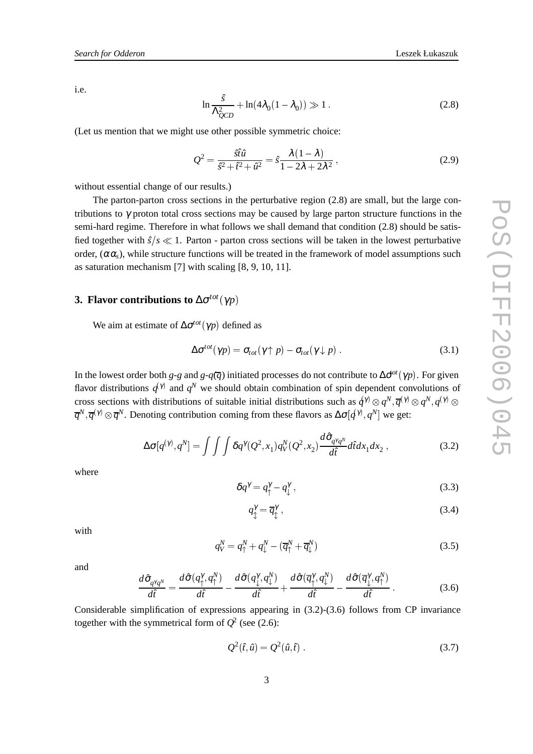i.e.

$$\ln \frac{\hat{s}}{\Lambda_{QCD}^2} + \ln(4\lambda_0(1-\lambda_0)) \gg 1 \,. \tag{2.8}$$

(Let us mention that we might use other possible symmetric choice:

$$Q^2 = \frac{\hat{s}\hat{t}\hat{u}}{\hat{s}^2+\hat{t}^2+\hat{u}^2} = \hat{s}\frac{\lambda(1-\lambda)}{1-2\lambda+2\lambda^2} \,, \tag{2.9}$$

without essential change of our results.)

The parton-parton cross sections in the perturbative region (2.8) are small, but the large contributions to $\gamma$ proton total cross sections may be caused by large parton structure functions in the semi-hard regime. Therefore in what follows we shall demand that condition (2.8) should be satisfied together with $\hat{s}/s \ll 1$. Parton - parton cross sections will be taken in the lowest perturbative order, $(\alpha\alpha_s)$, while structure functions will be treated in the framework of model assumptions such as saturation mechanism [7] with scaling [8, 9, 10, 11].

## 3. Flavor contributions to $\Delta\sigma^{tot}(\gamma p)$

We aim at estimate of $\Delta\sigma^{tot}(\gamma p)$ defined as

$$\Delta\sigma^{tot}(\gamma p) = \sigma_{tot}(\gamma\!\uparrow p) - \sigma_{tot}(\gamma\!\downarrow p) \,. \tag{3.1}$$

In the lowest order both $g$-$g$ and $g$-$q(\overline{q})$ initiated processes do not contribute to $\Delta\sigma^{tot}(\gamma p)$. For given flavor distributions $q^{(\gamma)}$ and $q^N$ we should obtain combination of spin dependent convolutions of cross sections with distributions of suitable initial distributions such as $q^{(\gamma)} \otimes q^N, \overline{q}^{(\gamma)} \otimes q^N, q^{(\gamma)} \otimes \overline{q}^N, \overline{q}^{(\gamma)} \otimes \overline{q}^N$. Denoting contribution coming from these flavors as $\Delta\sigma[q^{(\gamma)}, q^N]$ we get:

$$\Delta\sigma[q^{(\gamma)}, q^N] = \int\int\int \delta q^{\gamma}(Q^2, x_1) q_V^N(Q^2, x_2) \frac{d\hat{\sigma}_{q^\gamma q^N}}{d\hat{t}} d\hat{t} dx_1 dx_2 \,, \tag{3.2}$$

where

$$\delta q^{\gamma} = q_{\uparrow}^{\gamma} - q_{\downarrow}^{\gamma} \,, \tag{3.3}$$

$$q_{\updownarrow}^{\gamma} = \overline{q}_{\updownarrow}^{\gamma} \,, \tag{3.4}$$

with

$$q_V^N = q_{\uparrow}^N + q_{\downarrow}^N - (\overline{q}_{\uparrow}^N + \overline{q}_{\downarrow}^N) \tag{3.5}$$

and

$$\frac{d\hat{\sigma}_{q^\gamma q^N}}{d\hat{t}} = \frac{d\hat{\sigma}(q_{\uparrow}^{\gamma}, q_{\uparrow}^N)}{d\hat{t}} - \frac{d\hat{\sigma}(q_{\downarrow}^{\gamma}, q_{\downarrow}^N)}{d\hat{t}} + \frac{d\hat{\sigma}(\overline{q}_{\uparrow}^{\gamma}, q_{\downarrow}^N)}{d\hat{t}} - \frac{d\hat{\sigma}(\overline{q}_{\downarrow}^{\gamma}, q_{\uparrow}^N)}{d\hat{t}} \,. \tag{3.6}$$

Considerable simplification of expressions appearing in (3.2)-(3.6) follows from CP invariance together with the symmetrical form of $Q^2$ (see (2.6):

$$Q^2(\hat{t}, \hat{u}) = Q^2(\hat{u}, \hat{t}) \,. \tag{3.7}$$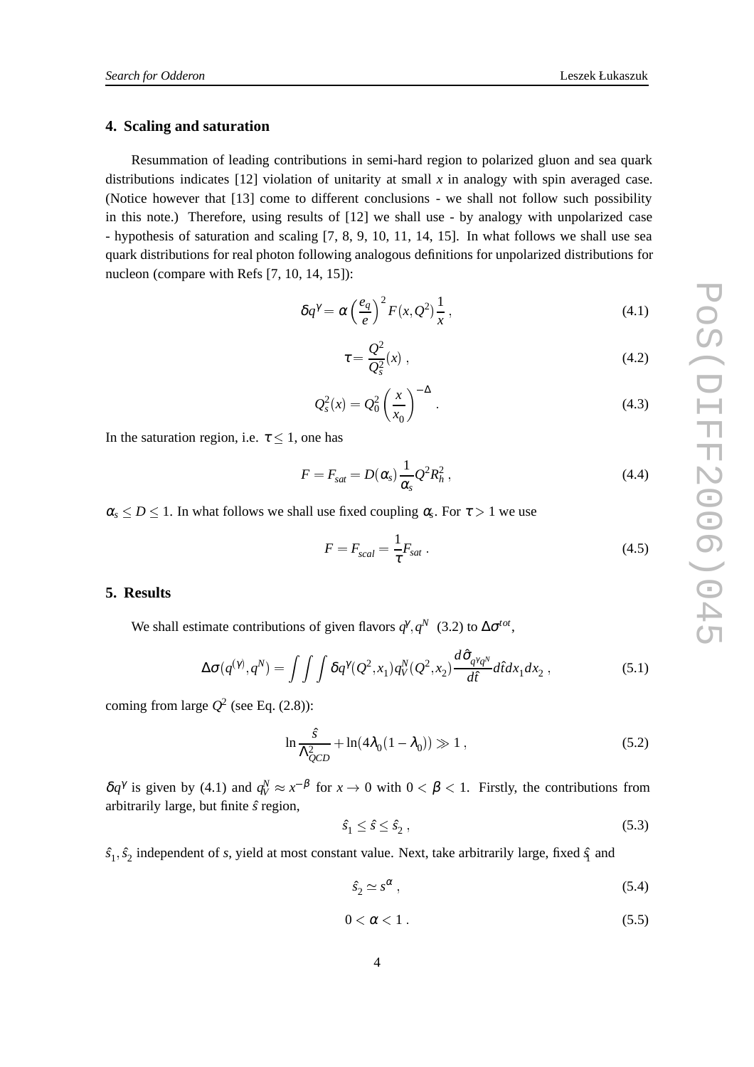## 4. Scaling and saturation

Resummation of leading contributions in semi-hard region to polarized gluon and sea quark distributions indicates [12] violation of unitarity at small $x$ in analogy with spin averaged case. (Notice however that [13] come to different conclusions - we shall not follow such possibility in this note.) Therefore, using results of [12] we shall use - by analogy with unpolarized case - hypothesis of saturation and scaling [7, 8, 9, 10, 11, 14, 15]. In what follows we shall use sea quark distributions for real photon following analogous definitions for unpolarized distributions for nucleon (compare with Refs [7, 10, 14, 15]):

$$\delta q^{\gamma} = \alpha \left(\frac{e_q}{e}\right)^2 F(x,Q^2)\frac{1}{x} , \tag{4.1}$$

$$\tau = \frac{Q^2}{Q_s^2}(x) , \tag{4.2}$$

$$Q_s^2(x) = Q_0^2 \left(\frac{x}{x_0}\right)^{-\Delta} . \tag{4.3}$$

In the saturation region, i.e. $\tau \leq 1$, one has

$$F = F_{sat} = D(\alpha_s)\frac{1}{\alpha_s}Q^2 R_h^2 , \tag{4.4}$$

$\alpha_s \leq D \leq 1$. In what follows we shall use fixed coupling $\alpha_s$. For $\tau > 1$ we use

$$F = F_{scal} = \frac{1}{\tau}F_{sat} . \tag{4.5}$$

## 5. Results

We shall estimate contributions of given flavors $q^{\gamma}, q^N$ (3.2) to $\Delta\sigma^{tot}$,

$$\Delta\sigma(q^{(\gamma)}, q^N) = \int\int\int \delta q^{\gamma}(Q^2, x_1) q_V^N(Q^2, x_2)\frac{d\hat{\sigma}_{q^{\gamma}q^N}}{d\hat{t}} d\hat{t}dx_1 dx_2 , \tag{5.1}$$

coming from large $Q^2$ (see Eq. (2.8)):

$$\ln\frac{\hat{s}}{\Lambda_{QCD}^2} + \ln(4\lambda_0(1-\lambda_0)) \gg 1 , \tag{5.2}$$

$\delta q^{\gamma}$ is given by (4.1) and $q_V^N \approx x^{-\beta}$ for $x \to 0$ with $0 < \beta < 1$. Firstly, the contributions from arbitrarily large, but finite $\hat{s}$ region,

$$\hat{s}_1 \leq \hat{s} \leq \hat{s}_2 , \tag{5.3}$$

$\hat{s}_1, \hat{s}_2$ independent of $s$, yield at most constant value. Next, take arbitrarily large, fixed $\hat{s}_1$ and

$$\hat{s}_2 \simeq s^{\alpha} , \tag{5.4}$$

$$0 < \alpha < 1 . \tag{5.5}$$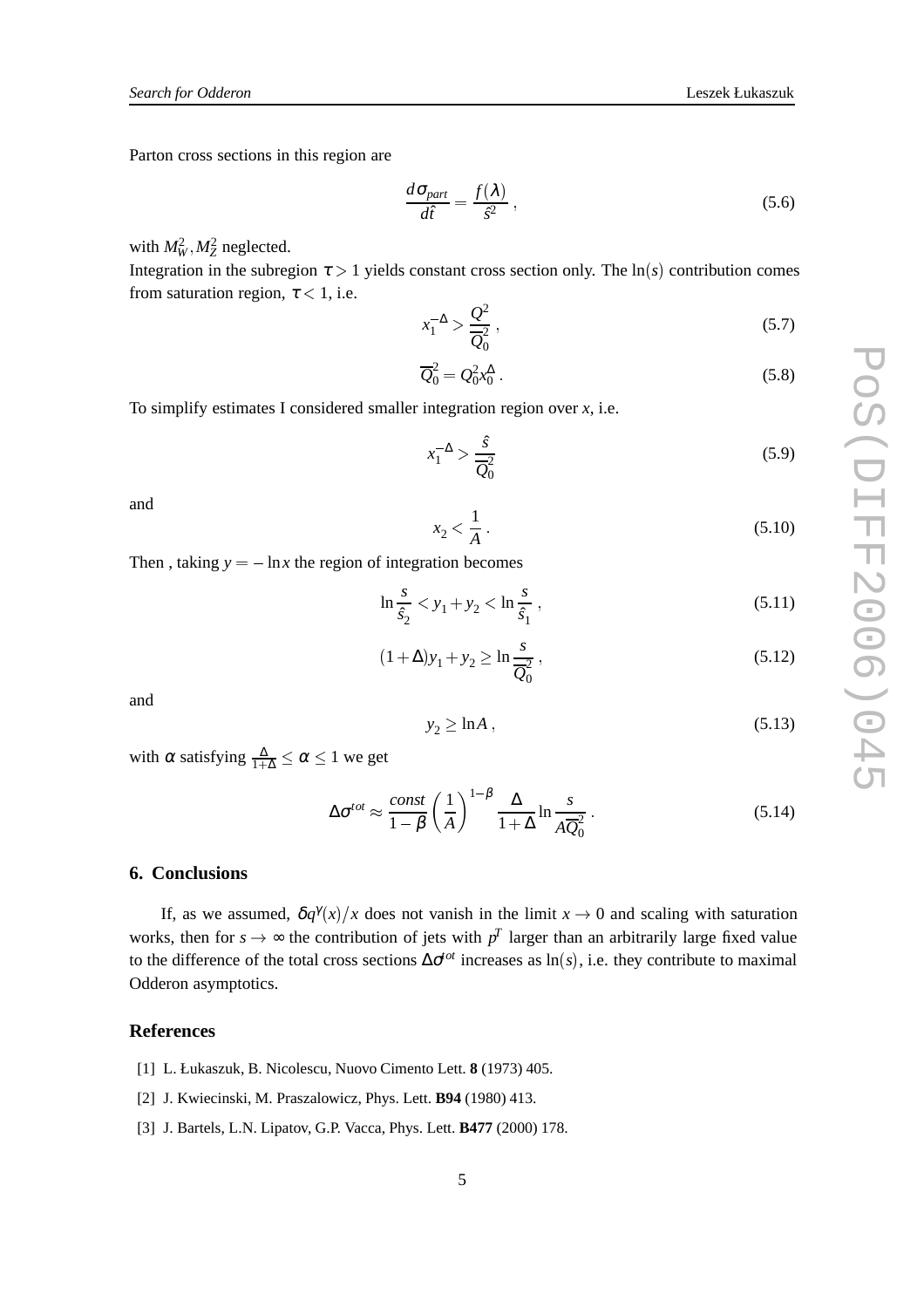Parton cross sections in this region are

$$\frac{d\sigma_{part}}{d\hat{t}} = \frac{f(\lambda)}{\hat{s}^2} \,, \tag{5.6}$$

with $M_W^2, M_Z^2$ neglected.
Integration in the subregion $\tau > 1$ yields constant cross section only. The $\ln(s)$ contribution comes from saturation region, $\tau < 1$, i.e.

$$x_1^{-\Delta} > \frac{Q^2}{\overline{Q}_0^2} \,, \tag{5.7}$$

$$\overline{Q}_0^2 = Q_0^2 x_0^{\Delta} \,. \tag{5.8}$$

To simplify estimates I considered smaller integration region over $x$, i.e.

$$x_1^{-\Delta} > \frac{\hat{s}}{\overline{Q}_0^2} \tag{5.9}$$

and

$$x_2 < \frac{1}{A} \,. \tag{5.10}$$

Then , taking $y = -\ln x$ the region of integration becomes

$$\ln\frac{s}{\hat{s}_2} < y_1 + y_2 < \ln\frac{s}{\hat{s}_1} \,, \tag{5.11}$$

$$(1+\Delta) y_1 + y_2 \geq \ln\frac{s}{\overline{Q}_0^2} \,, \tag{5.12}$$

and

$$y_2 \geq \ln A \,, \tag{5.13}$$

with $\alpha$ satisfying $\frac{\Delta}{1+\Delta} \leq \alpha \leq 1$ we get

$$\Delta\sigma^{tot} \approx \frac{const}{1-\beta}\left(\frac{1}{A}\right)^{1-\beta}\frac{\Delta}{1+\Delta}\ln\frac{s}{A\overline{Q}_0^2} \,. \tag{5.14}$$

## 6. Conclusions

If, as we assumed, $\delta q^{\gamma}(x)/x$ does not vanish in the limit $x \to 0$ and scaling with saturation works, then for $s \to \infty$ the contribution of jets with $p^T$ larger than an arbitrarily large fixed value to the difference of the total cross sections $\Delta\sigma^{tot}$ increases as $\ln(s)$, i.e. they contribute to maximal Odderon asymptotics.

## References

[1] L. Łukaszuk, B. Nicolescu, Nuovo Cimento Lett. **8** (1973) 405.

[2] J. Kwiecinski, M. Praszalowicz, Phys. Lett. **B94** (1980) 413.

[3] J. Bartels, L.N. Lipatov, G.P. Vacca, Phys. Lett. **B477** (2000) 178.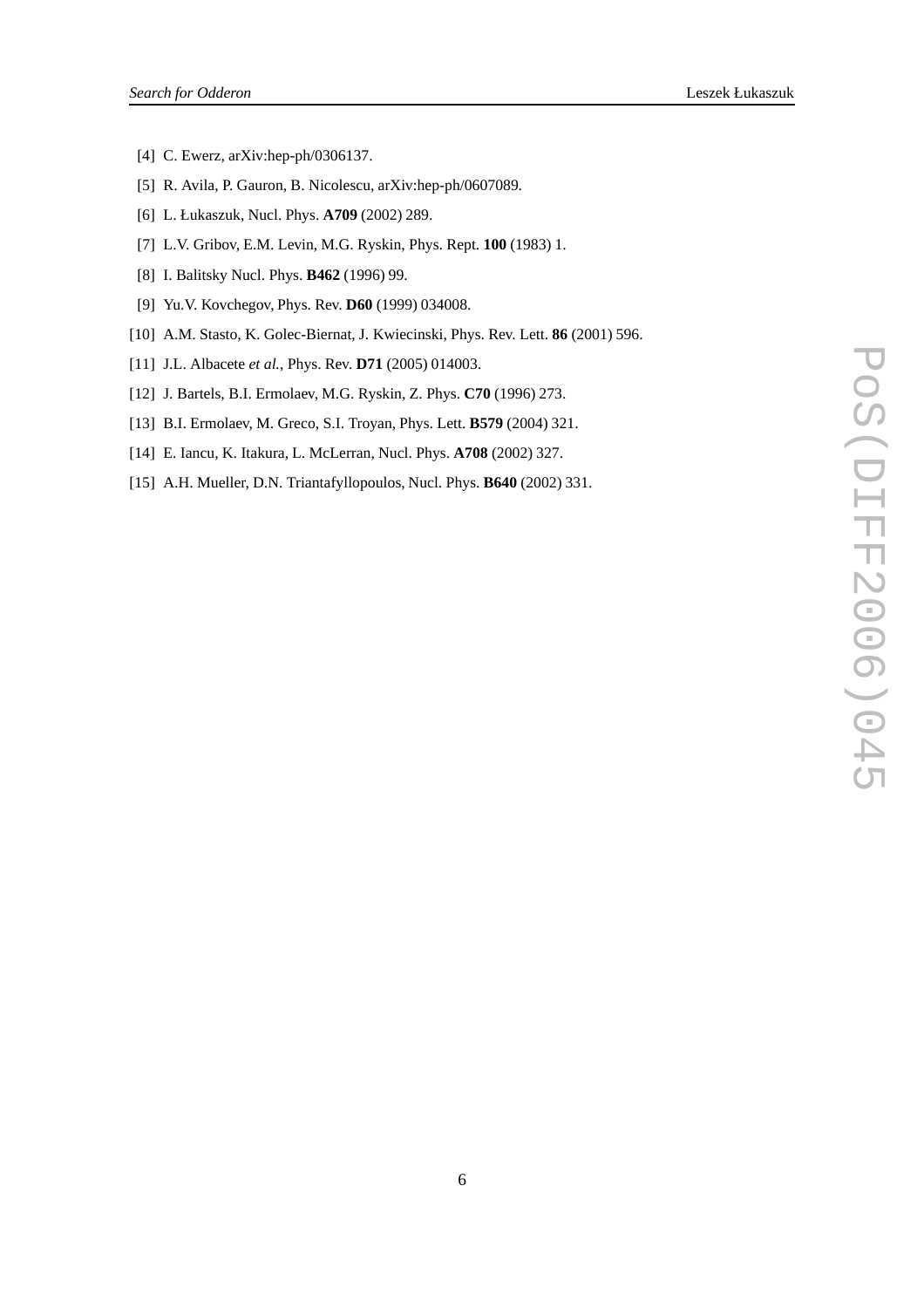[4] C. Ewerz, arXiv:hep-ph/0306137.

[5] R. Avila, P. Gauron, B. Nicolescu, arXiv:hep-ph/0607089.

[6] L. Łukaszuk, Nucl. Phys. **A709** (2002) 289.

[7] L.V. Gribov, E.M. Levin, M.G. Ryskin, Phys. Rept. **100** (1983) 1.

[8] I. Balitsky Nucl. Phys. **B462** (1996) 99.

[9] Yu.V. Kovchegov, Phys. Rev. **D60** (1999) 034008.

[10] A.M. Stasto, K. Golec-Biernat, J. Kwiecinski, Phys. Rev. Lett. **86** (2001) 596.

[11] J.L. Albacete *et al.*, Phys. Rev. **D71** (2005) 014003.

[12] J. Bartels, B.I. Ermolaev, M.G. Ryskin, Z. Phys. **C70** (1996) 273.

[13] B.I. Ermolaev, M. Greco, S.I. Troyan, Phys. Lett. **B579** (2004) 321.

[14] E. Iancu, K. Itakura, L. McLerran, Nucl. Phys. **A708** (2002) 327.

[15] A.H. Mueller, D.N. Triantafyllopoulos, Nucl. Phys. **B640** (2002) 331.